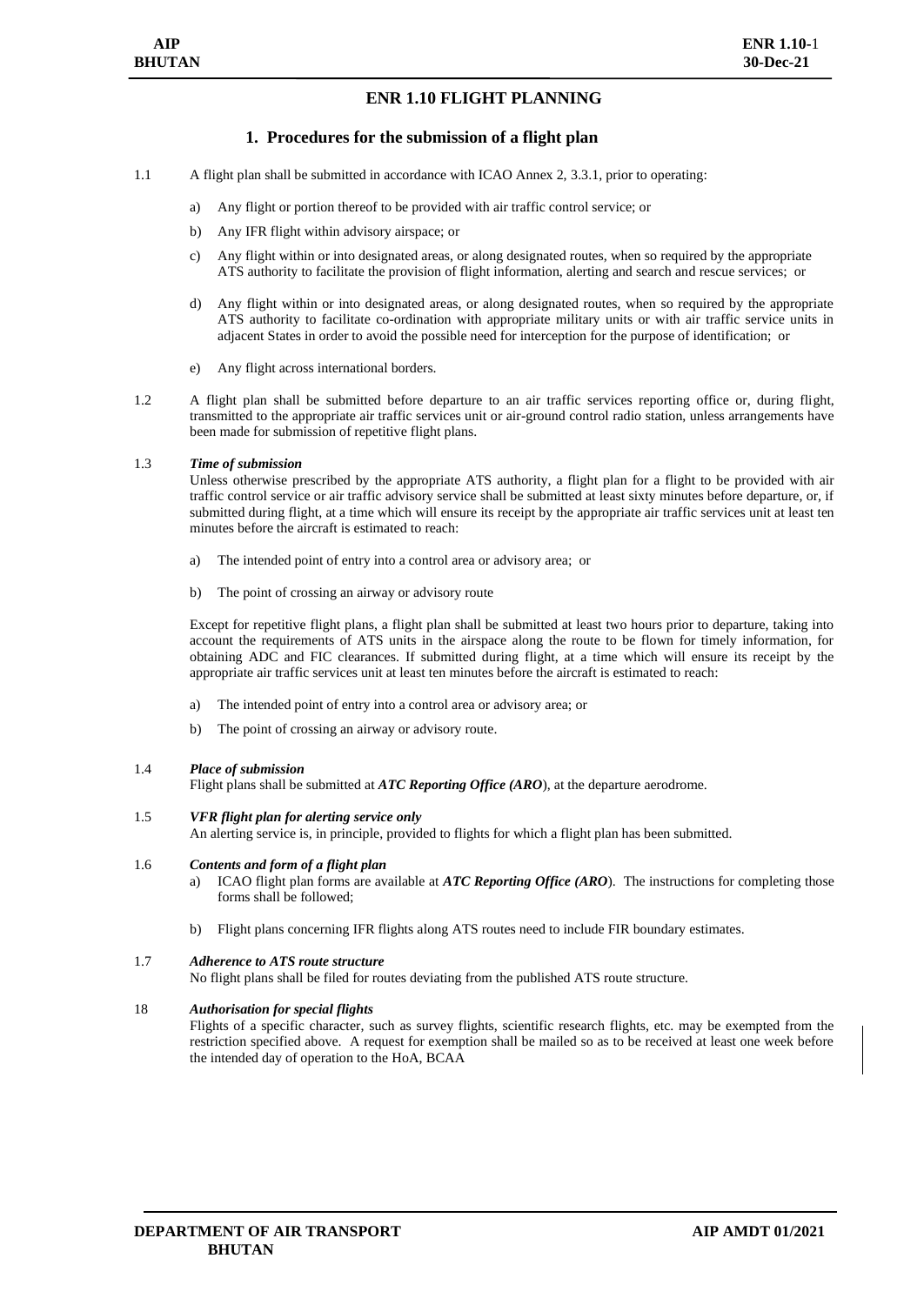# ENR 1.10 FLIGHT PLANNING

## 1. Procedures for the submission of a flight plan

1.1 A flight plan shall be submitted in accordance with ICAO Annex 2, 3.3.1, prior to operating:

a) Any flight or portion thereof to be provided with air traffic control service; or

b) Any IFR flight within advisory airspace; or

c) Any flight within or into designated areas, or along designated routes, when so required by the appropriate ATS authority to facilitate the provision of flight information, alerting and search and rescue services; or

d) Any flight within or into designated areas, or along designated routes, when so required by the appropriate ATS authority to facilitate co-ordination with appropriate military units or with air traffic service units in adjacent States in order to avoid the possible need for interception for the purpose of identification; or

e) Any flight across international borders.

1.2 A flight plan shall be submitted before departure to an air traffic services reporting office or, during flight, transmitted to the appropriate air traffic services unit or air-ground control radio station, unless arrangements have been made for submission of repetitive flight plans.

1.3 ***Time of submission***

Unless otherwise prescribed by the appropriate ATS authority, a flight plan for a flight to be provided with air traffic control service or air traffic advisory service shall be submitted at least sixty minutes before departure, or, if submitted during flight, at a time which will ensure its receipt by the appropriate air traffic services unit at least ten minutes before the aircraft is estimated to reach:

a) The intended point of entry into a control area or advisory area; or

b) The point of crossing an airway or advisory route

Except for repetitive flight plans, a flight plan shall be submitted at least two hours prior to departure, taking into account the requirements of ATS units in the airspace along the route to be flown for timely information, for obtaining ADC and FIC clearances. If submitted during flight, at a time which will ensure its receipt by the appropriate air traffic services unit at least ten minutes before the aircraft is estimated to reach:

a) The intended point of entry into a control area or advisory area; or

b) The point of crossing an airway or advisory route.

1.4 ***Place of submission***

Flight plans shall be submitted at ***ATC Reporting Office (ARO***), at the departure aerodrome.

1.5 ***VFR flight plan for alerting service only***

An alerting service is, in principle, provided to flights for which a flight plan has been submitted.

1.6 ***Contents and form of a flight plan***

a) ICAO flight plan forms are available at ***ATC Reporting Office (ARO***). The instructions for completing those forms shall be followed;

b) Flight plans concerning IFR flights along ATS routes need to include FIR boundary estimates.

1.7 ***Adherence to ATS route structure***

No flight plans shall be filed for routes deviating from the published ATS route structure.

18 ***Authorisation for special flights***

Flights of a specific character, such as survey flights, scientific research flights, etc. may be exempted from the restriction specified above. A request for exemption shall be mailed so as to be received at least one week before the intended day of operation to the HoA, BCAA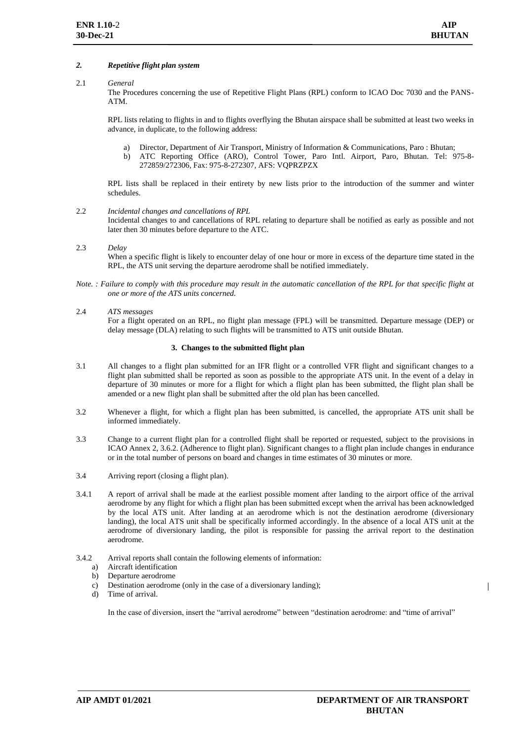## *2. Repetitive flight plan system*

2.1 *General*

The Procedures concerning the use of Repetitive Flight Plans (RPL) conform to ICAO Doc 7030 and the PANS-ATM.

RPL lists relating to flights in and to flights overflying the Bhutan airspace shall be submitted at least two weeks in advance, in duplicate, to the following address:

a) Director, Department of Air Transport, Ministry of Information & Communications, Paro : Bhutan;
b) ATC Reporting Office (ARO), Control Tower, Paro Intl. Airport, Paro, Bhutan. Tel: 975-8-272859/272306, Fax: 975-8-272307, AFS: VQPRZPZX

RPL lists shall be replaced in their entirety by new lists prior to the introduction of the summer and winter schedules.

2.2 *Incidental changes and cancellations of RPL*

Incidental changes to and cancellations of RPL relating to departure shall be notified as early as possible and not later then 30 minutes before departure to the ATC.

2.3 *Delay*

When a specific flight is likely to encounter delay of one hour or more in excess of the departure time stated in the RPL, the ATS unit serving the departure aerodrome shall be notified immediately.

*Note. : Failure to comply with this procedure may result in the automatic cancellation of the RPL for that specific flight at one or more of the ATS units concerned.*

2.4 *ATS messages*

For a flight operated on an RPL, no flight plan message (FPL) will be transmitted. Departure message (DEP) or delay message (DLA) relating to such flights will be transmitted to ATS unit outside Bhutan.

## 3. Changes to the submitted flight plan

3.1 All changes to a flight plan submitted for an IFR flight or a controlled VFR flight and significant changes to a flight plan submitted shall be reported as soon as possible to the appropriate ATS unit. In the event of a delay in departure of 30 minutes or more for a flight for which a flight plan has been submitted, the flight plan shall be amended or a new flight plan shall be submitted after the old plan has been cancelled.

3.2 Whenever a flight, for which a flight plan has been submitted, is cancelled, the appropriate ATS unit shall be informed immediately.

3.3 Change to a current flight plan for a controlled flight shall be reported or requested, subject to the provisions in ICAO Annex 2, 3.6.2. (Adherence to flight plan). Significant changes to a flight plan include changes in endurance or in the total number of persons on board and changes in time estimates of 30 minutes or more.

3.4 Arriving report (closing a flight plan).

3.4.1 A report of arrival shall be made at the earliest possible moment after landing to the airport office of the arrival aerodrome by any flight for which a flight plan has been submitted except when the arrival has been acknowledged by the local ATS unit. After landing at an aerodrome which is not the destination aerodrome (diversionary landing), the local ATS unit shall be specifically informed accordingly. In the absence of a local ATS unit at the aerodrome of diversionary landing, the pilot is responsible for passing the arrival report to the destination aerodrome.

3.4.2 Arrival reports shall contain the following elements of information:

a) Aircraft identification
b) Departure aerodrome
c) Destination aerodrome (only in the case of a diversionary landing);
d) Time of arrival.

In the case of diversion, insert the "arrival aerodrome" between "destination aerodrome: and "time of arrival"